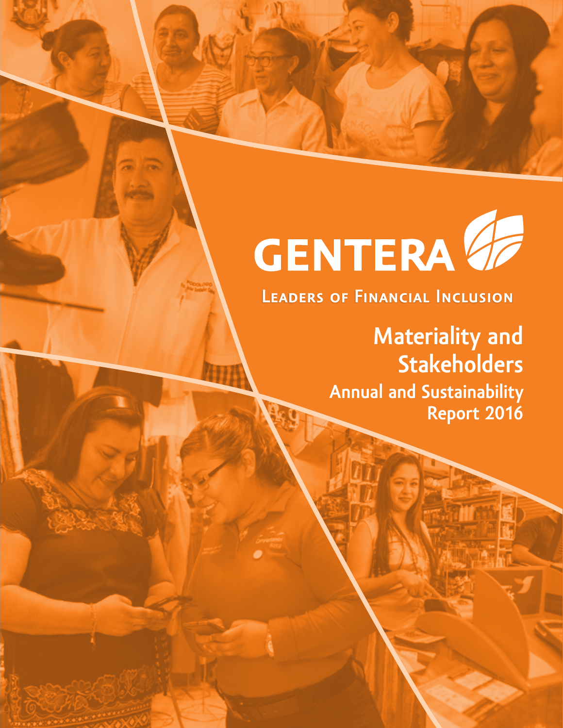# GENTERA

**Leaders of Financial Inclusion**

## Materiality and Stakeholders

### Annual and Sustainability Report 2016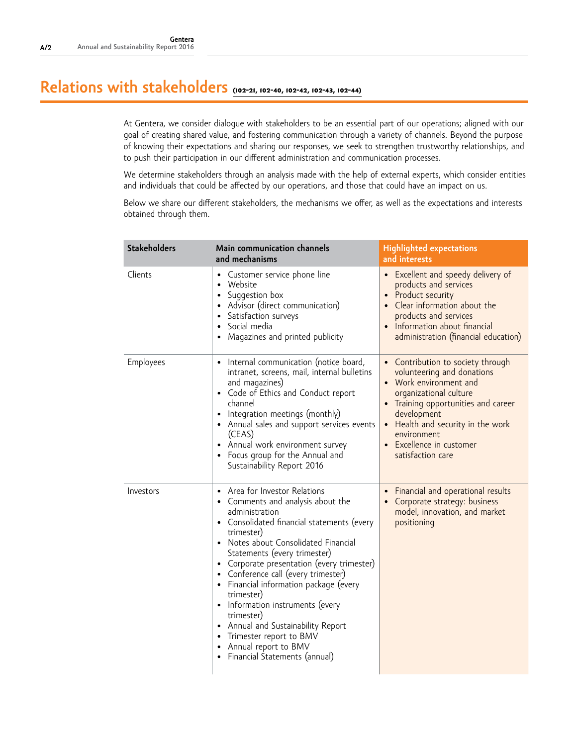# Relations with stakeholders (102-21, 102-40, 102-42, 102-43, 102-44)

At Gentera, we consider dialogue with stakeholders to be an essential part of our operations; aligned with our goal of creating shared value, and fostering communication through a variety of channels. Beyond the purpose of knowing their expectations and sharing our responses, we seek to strengthen trustworthy relationships, and to push their participation in our different administration and communication processes.

We determine stakeholders through an analysis made with the help of external experts, which consider entities and individuals that could be affected by our operations, and those that could have an impact on us.

Below we share our different stakeholders, the mechanisms we offer, as well as the expectations and interests obtained through them.

| Stakeholders | Main communication channels and mechanisms | Highlighted expectations and interests |
|---|---|---|
| Clients | • Customer service phone line<br>• Website<br>• Suggestion box<br>• Advisor (direct communication)<br>• Satisfaction surveys<br>• Social media<br>• Magazines and printed publicity | • Excellent and speedy delivery of products and services<br>• Product security<br>• Clear information about the products and services<br>• Information about financial administration (financial education) |
| Employees | • Internal communication (notice board, intranet, screens, mail, internal bulletins and magazines)<br>• Code of Ethics and Conduct report channel<br>• Integration meetings (monthly)<br>• Annual sales and support services events (CEAS)<br>• Annual work environment survey<br>• Focus group for the Annual and Sustainability Report 2016 | • Contribution to society through volunteering and donations<br>• Work environment and organizational culture<br>• Training opportunities and career development<br>• Health and security in the work environment<br>• Excellence in customer satisfaction care |
| Investors | • Area for Investor Relations<br>• Comments and analysis about the administration<br>• Consolidated financial statements (every trimester)<br>• Notes about Consolidated Financial Statements (every trimester)<br>• Corporate presentation (every trimester)<br>• Conference call (every trimester)<br>• Financial information package (every trimester)<br>• Information instruments (every trimester)<br>• Annual and Sustainability Report<br>• Trimester report to BMV<br>• Annual report to BMV<br>• Financial Statements (annual) | • Financial and operational results<br>• Corporate strategy: business model, innovation, and market positioning |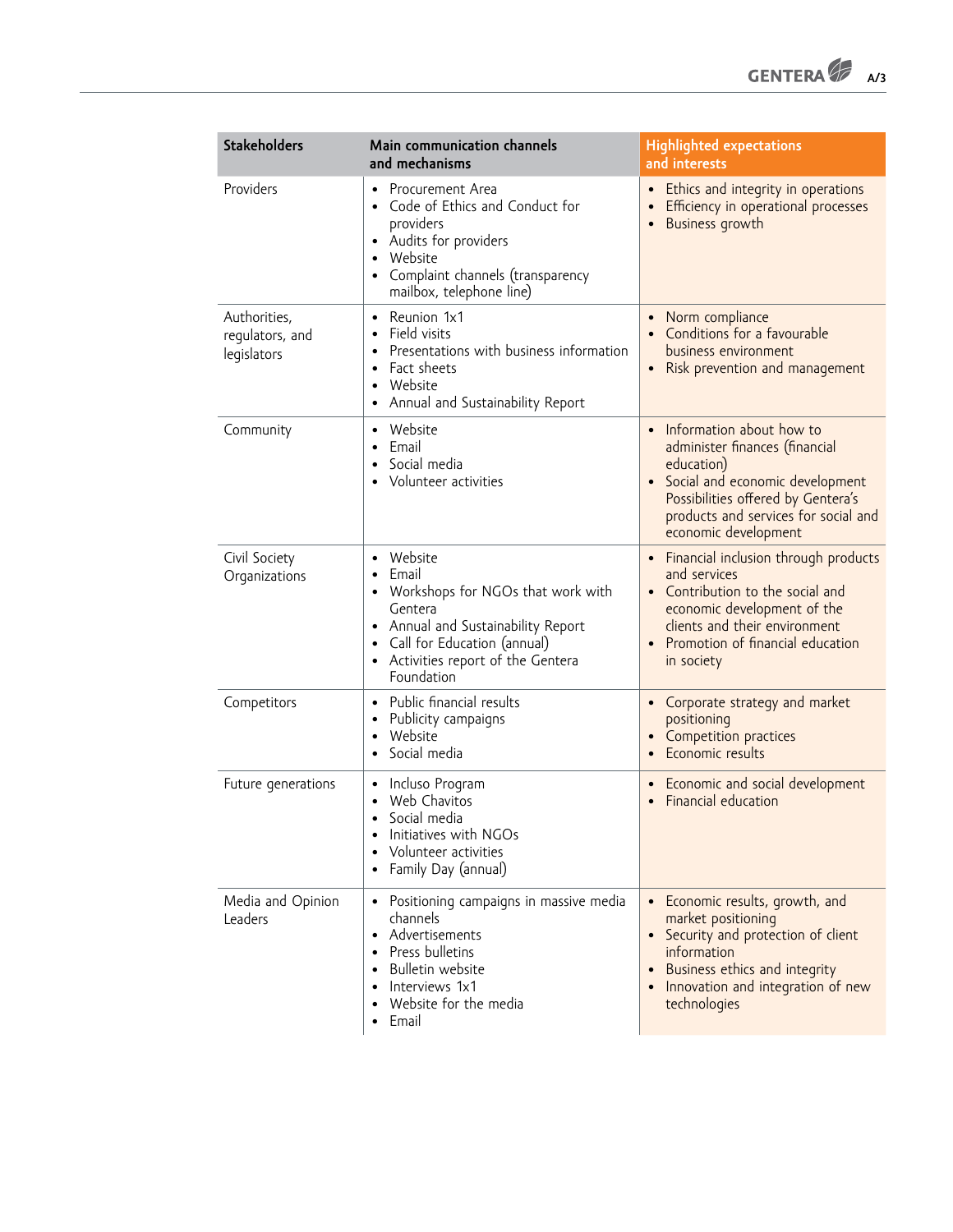| Stakeholders | Main communication channels and mechanisms | Highlighted expectations and interests |
|---|---|---|
| Providers | • Procurement Area<br>• Code of Ethics and Conduct for providers<br>• Audits for providers<br>• Website<br>• Complaint channels (transparency mailbox, telephone line) | • Ethics and integrity in operations<br>• Efficiency in operational processes<br>• Business growth |
| Authorities, regulators, and legislators | • Reunion 1x1<br>• Field visits<br>• Presentations with business information<br>• Fact sheets<br>• Website<br>• Annual and Sustainability Report | • Norm compliance<br>• Conditions for a favourable business environment<br>• Risk prevention and management |
| Community | • Website<br>• Email<br>• Social media<br>• Volunteer activities | • Information about how to administer finances (financial education)<br>• Social and economic development Possibilities offered by Gentera's products and services for social and economic development |
| Civil Society Organizations | • Website<br>• Email<br>• Workshops for NGOs that work with Gentera<br>• Annual and Sustainability Report<br>• Call for Education (annual)<br>• Activities report of the Gentera Foundation | • Financial inclusion through products and services<br>• Contribution to the social and economic development of the clients and their environment<br>• Promotion of financial education in society |
| Competitors | • Public financial results<br>• Publicity campaigns<br>• Website<br>• Social media | • Corporate strategy and market positioning<br>• Competition practices<br>• Economic results |
| Future generations | • Incluso Program<br>• Web Chavitos<br>• Social media<br>• Initiatives with NGOs<br>• Volunteer activities<br>• Family Day (annual) | • Economic and social development<br>• Financial education |
| Media and Opinion Leaders | • Positioning campaigns in massive media channels<br>• Advertisements<br>• Press bulletins<br>• Bulletin website<br>• Interviews 1x1<br>• Website for the media<br>• Email | • Economic results, growth, and market positioning<br>• Security and protection of client information<br>• Business ethics and integrity<br>• Innovation and integration of new technologies |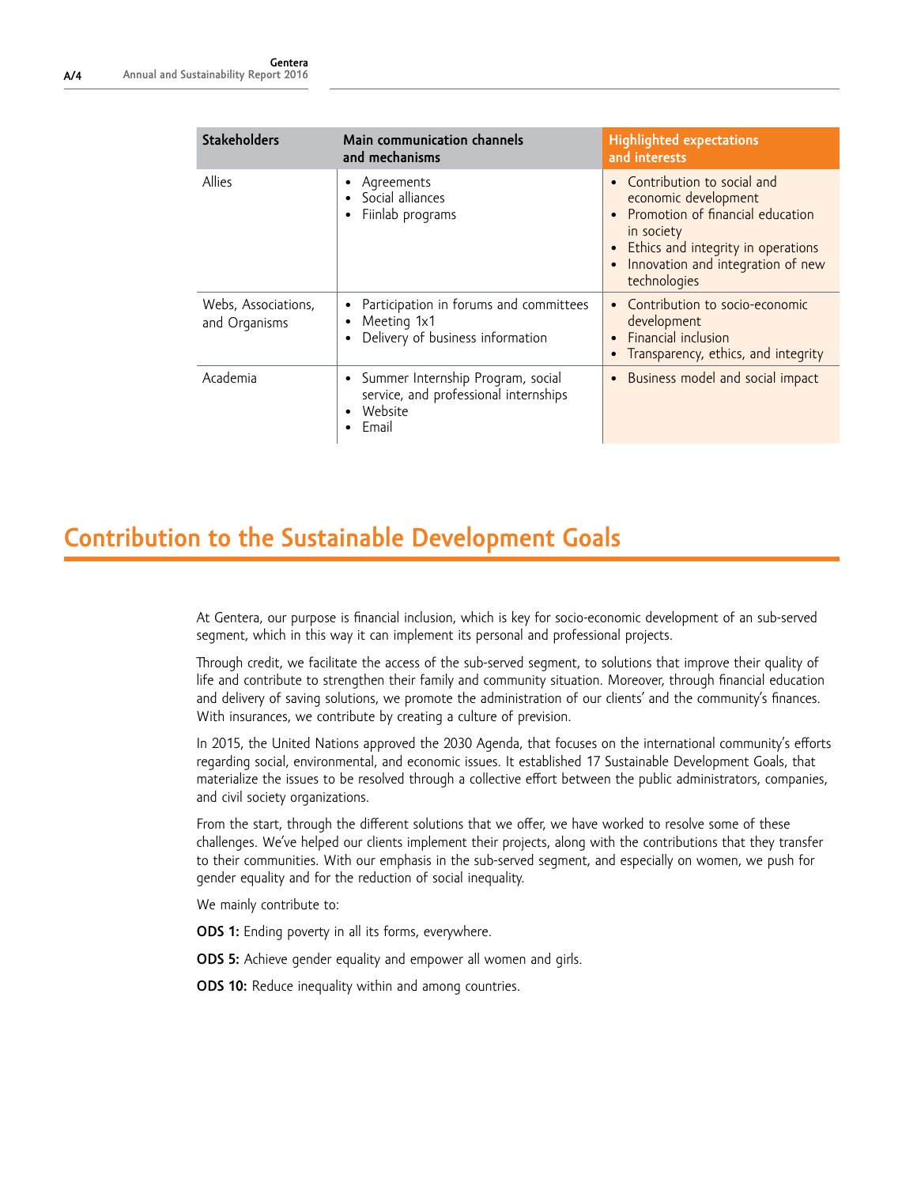| Stakeholders | Main communication channels and mechanisms | Highlighted expectations and interests |
|---|---|---|
| Allies | • Agreements<br>• Social alliances<br>• Fiinlab programs | • Contribution to social and economic development<br>• Promotion of financial education in society<br>• Ethics and integrity in operations<br>• Innovation and integration of new technologies |
| Webs, Associations, and Organisms | • Participation in forums and committees<br>• Meeting 1x1<br>• Delivery of business information | • Contribution to socio-economic development<br>• Financial inclusion<br>• Transparency, ethics, and integrity |
| Academia | • Summer Internship Program, social service, and professional internships<br>• Website<br>• Email | • Business model and social impact |

## Contribution to the Sustainable Development Goals

At Gentera, our purpose is financial inclusion, which is key for socio-economic development of an sub-served segment, which in this way it can implement its personal and professional projects.

Through credit, we facilitate the access of the sub-served segment, to solutions that improve their quality of life and contribute to strengthen their family and community situation. Moreover, through financial education and delivery of saving solutions, we promote the administration of our clients' and the community's finances. With insurances, we contribute by creating a culture of prevision.

In 2015, the United Nations approved the 2030 Agenda, that focuses on the international community's efforts regarding social, environmental, and economic issues. It established 17 Sustainable Development Goals, that materialize the issues to be resolved through a collective effort between the public administrators, companies, and civil society organizations.

From the start, through the different solutions that we offer, we have worked to resolve some of these challenges. We've helped our clients implement their projects, along with the contributions that they transfer to their communities. With our emphasis in the sub-served segment, and especially on women, we push for gender equality and for the reduction of social inequality.

We mainly contribute to:

**ODS 1:** Ending poverty in all its forms, everywhere.

**ODS 5:** Achieve gender equality and empower all women and girls.

**ODS 10:** Reduce inequality within and among countries.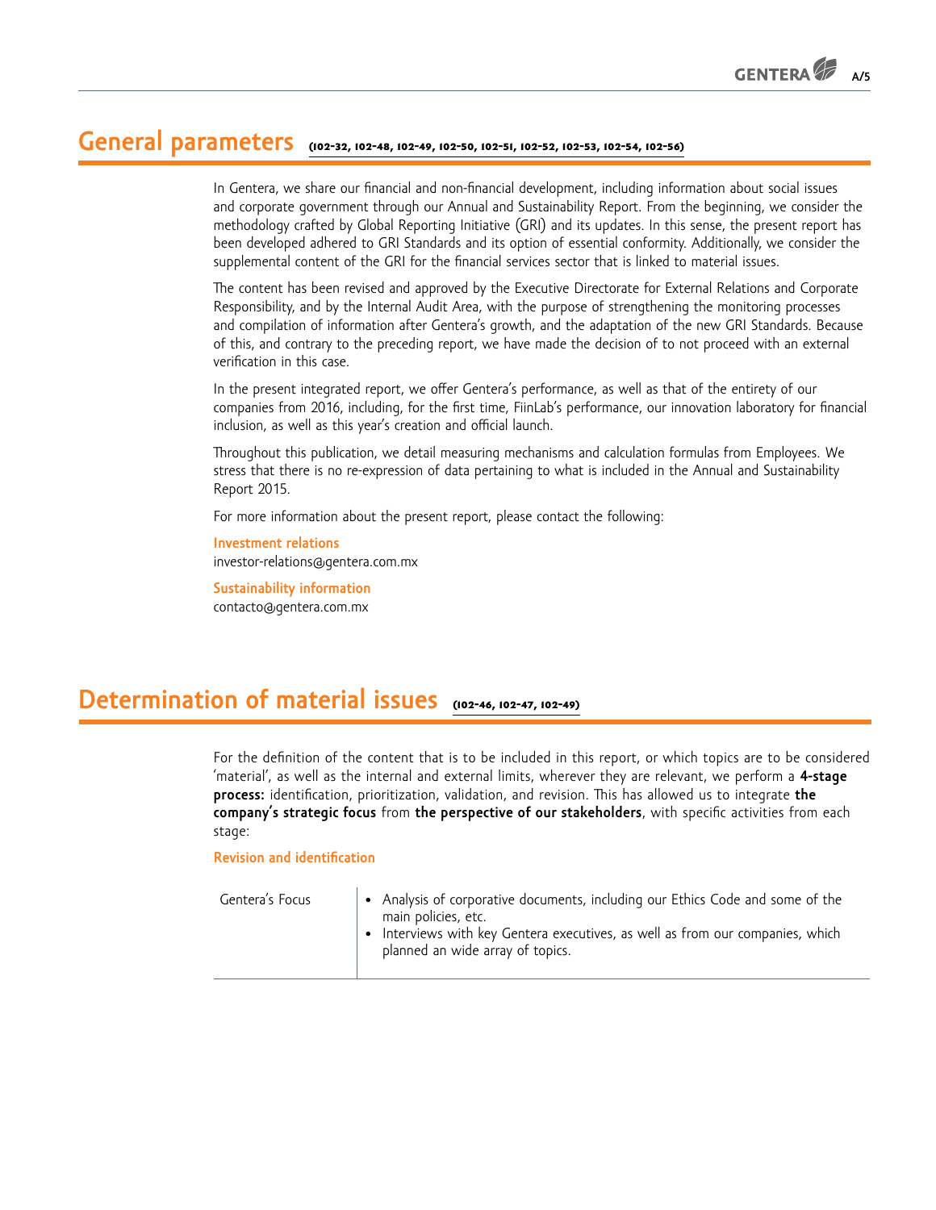## General parameters (102-32, 102-48, 102-49, 102-50, 102-51, 102-52, 102-53, 102-54, 102-56)

In Gentera, we share our financial and non-financial development, including information about social issues and corporate government through our Annual and Sustainability Report. From the beginning, we consider the methodology crafted by Global Reporting Initiative (GRI) and its updates. In this sense, the present report has been developed adhered to GRI Standards and its option of essential conformity. Additionally, we consider the supplemental content of the GRI for the financial services sector that is linked to material issues.

The content has been revised and approved by the Executive Directorate for External Relations and Corporate Responsibility, and by the Internal Audit Area, with the purpose of strengthening the monitoring processes and compilation of information after Gentera's growth, and the adaptation of the new GRI Standards. Because of this, and contrary to the preceding report, we have made the decision of to not proceed with an external verification in this case.

In the present integrated report, we offer Gentera's performance, as well as that of the entirety of our companies from 2016, including, for the first time, FiinLab's performance, our innovation laboratory for financial inclusion, as well as this year's creation and official launch.

Throughout this publication, we detail measuring mechanisms and calculation formulas from Employees. We stress that there is no re-expression of data pertaining to what is included in the Annual and Sustainability Report 2015.

For more information about the present report, please contact the following:

**Investment relations**
investor-relations@gentera.com.mx

**Sustainability information**
contacto@gentera.com.mx

## Determination of material issues (102-46, 102-47, 102-49)

For the definition of the content that is to be included in this report, or which topics are to be considered 'material', as well as the internal and external limits, wherever they are relevant, we perform a **4-stage process:** identification, prioritization, validation, and revision. This has allowed us to integrate **the company's strategic focus** from **the perspective of our stakeholders**, with specific activities from each stage:

### Revision and identification

| | |
|---|---|
| Gentera's Focus | • Analysis of corporative documents, including our Ethics Code and some of the main policies, etc.<br>• Interviews with key Gentera executives, as well as from our companies, which planned an wide array of topics. |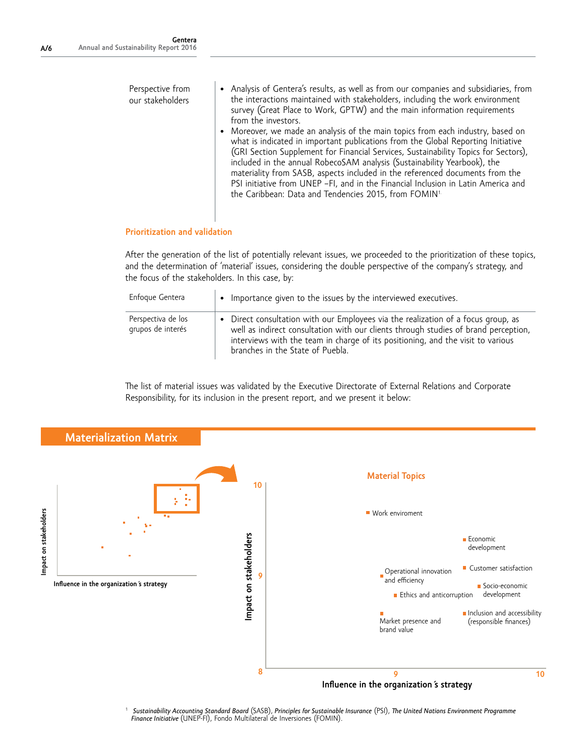| Perspective from our stakeholders | • Analysis of Gentera's results, as well as from our companies and subsidiaries, from the interactions maintained with stakeholders, including the work environment survey (Great Place to Work, GPTW) and the main information requirements from the investors.<br>• Moreover, we made an analysis of the main topics from each industry, based on what is indicated in important publications from the Global Reporting Initiative (GRI Section Supplement for Financial Services, Sustainability Topics for Sectors), included in the annual RobecoSAM analysis (Sustainability Yearbook), the materiality from SASB, aspects included in the referenced documents from the PSI initiative from UNEP –FI, and in the Financial Inclusion in Latin America and the Caribbean: Data and Tendencies 2015, from FOMIN[1]. |
|---|---|

### Prioritization and validation

After the generation of the list of potentially relevant issues, we proceeded to the prioritization of these topics, and the determination of 'material' issues, considering the double perspective of the company's strategy, and the focus of the stakeholders. In this case, by:

| Enfoque Gentera | • Importance given to the issues by the interviewed executives. |
|---|---|
| Perspectiva de los grupos de interés | • Direct consultation with our Employees via the realization of a focus group, as well as indirect consultation with our clients through studies of brand perception, interviews with the team in charge of its positioning, and the visit to various branches in the State of Puebla. |

The list of material issues was validated by the Executive Directorate of External Relations and Corporate Responsibility, for its inclusion in the present report, and we present it below:

## Materialization Matrix

**Material Topics**

Axes: Impact on stakeholders (8–10); Influence in the organization´s strategy (8–10)

- Work enviroment
- Economic development
- Customer satisfaction
- Operational innovation and efficiency
- Socio-economic development
- Ethics and anticorruption
- Inclusion and accessibility (responsible finances)
- Market presence and brand value

[1] *Sustainability Accounting Standard Board* (SASB), *Principles for Sustainable Insurance* (PSI), *The United Nations Environment Programme Finance Initiative* (UNEP-FI), Fondo Multilateral de Inversiones (FOMIN).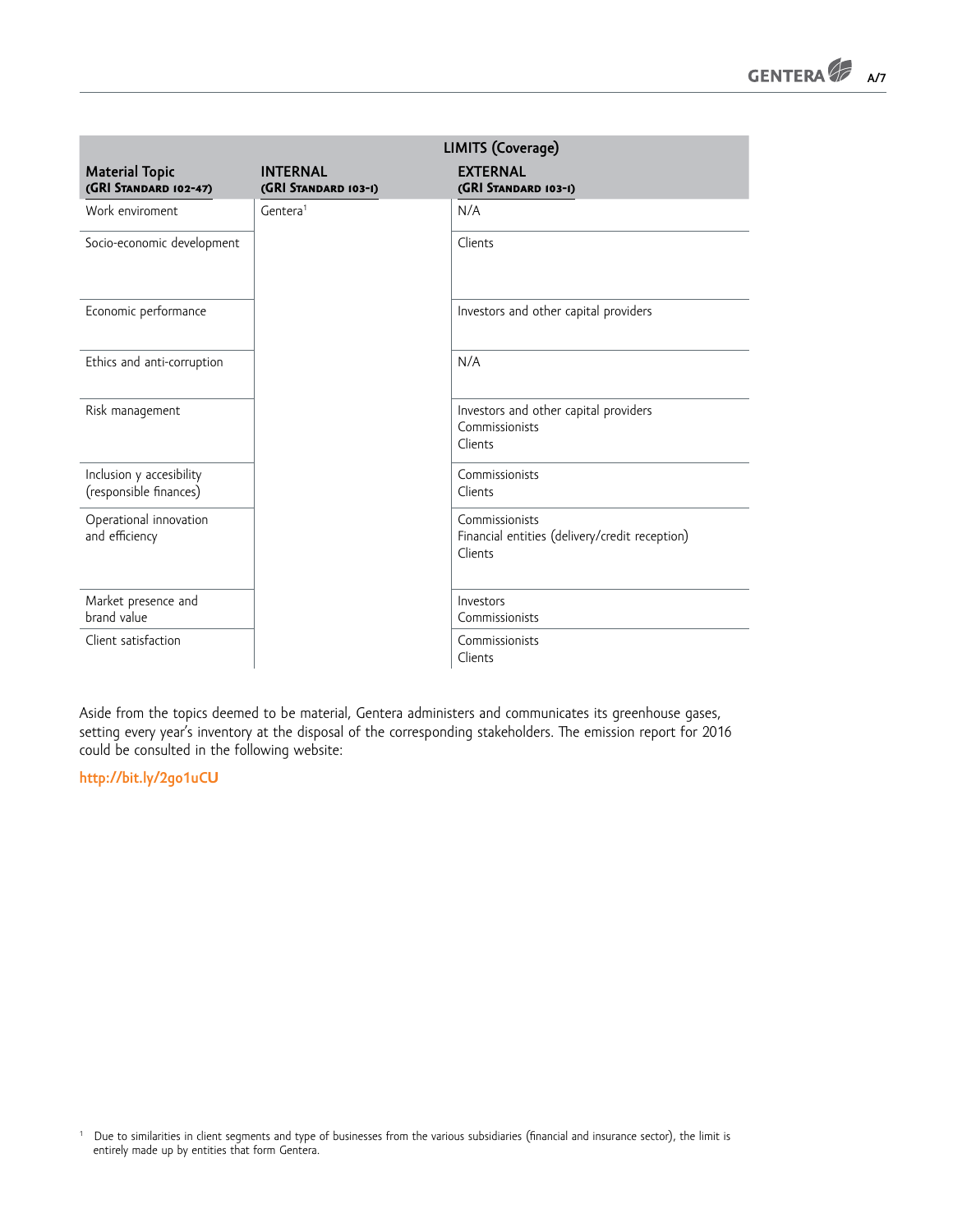| Material Topic (GRI Standard 102-47) | LIMITS (Coverage) INTERNAL (GRI Standard 103-1) | EXTERNAL (GRI Standard 103-1) |
|---|---|---|
| Work enviroment | Gentera[1] | N/A |
| Socio-economic development | | Clients |
| Economic performance | | Investors and other capital providers |
| Ethics and anti-corruption | | N/A |
| Risk management | | Investors and other capital providers<br>Commissionists<br>Clients |
| Inclusion y accesibility (responsible finances) | | Commissionists<br>Clients |
| Operational innovation and efficiency | | Commissionists<br>Financial entities (delivery/credit reception)<br>Clients |
| Market presence and brand value | | Investors<br>Commissionists |
| Client satisfaction | | Commissionists<br>Clients |

Aside from the topics deemed to be material, Gentera administers and communicates its greenhouse gases, setting every year's inventory at the disposal of the corresponding stakeholders. The emission report for 2016 could be consulted in the following website:

**http://bit.ly/2go1uCU**

[1] Due to similarities in client segments and type of businesses from the various subsidiaries (financial and insurance sector), the limit is entirely made up by entities that form Gentera.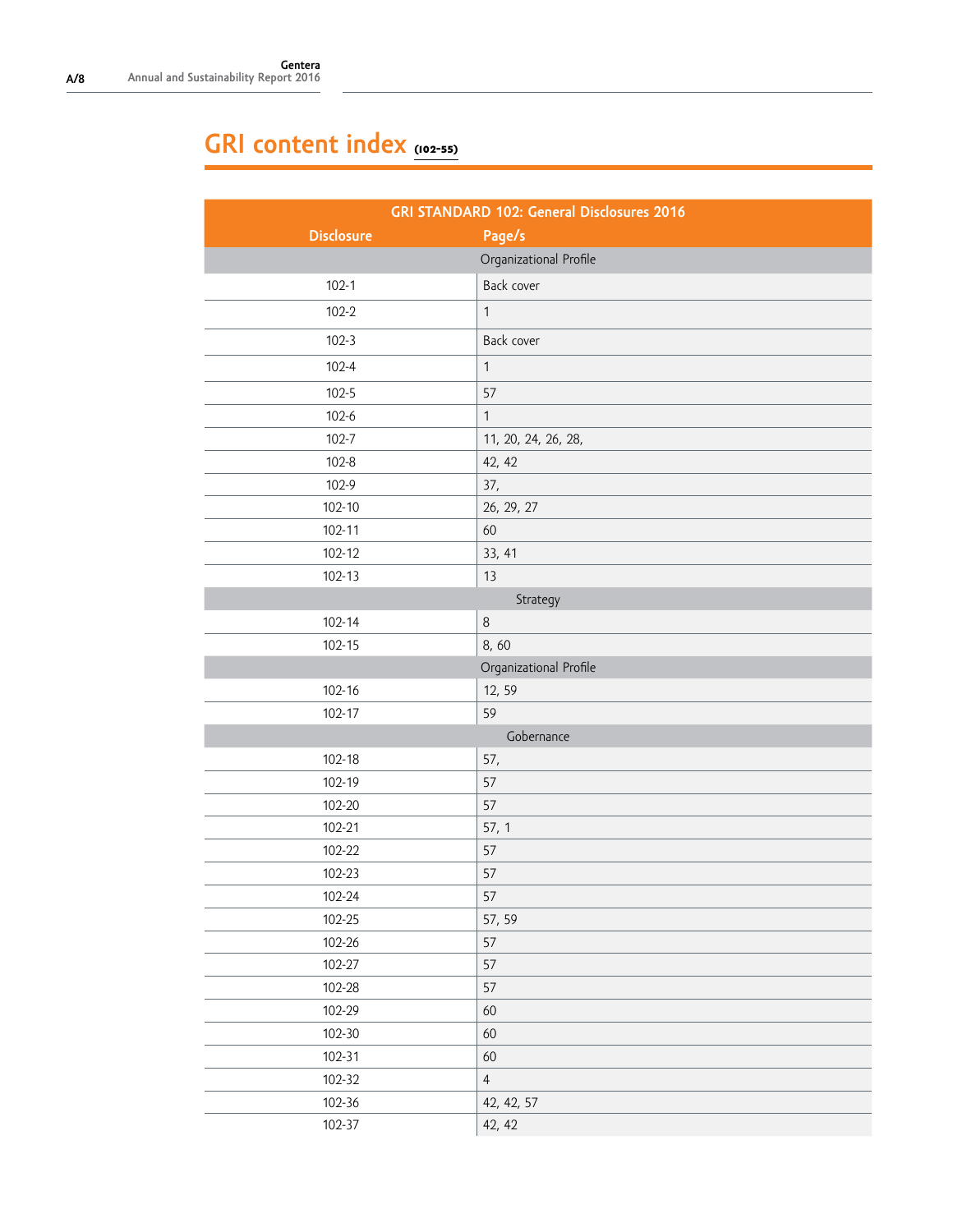# GRI content index (102-55)

| GRI STANDARD 102: General Disclosures 2016 | |
|---|---|
| **Disclosure** | **Page/s** |
| Organizational Profile | |
| 102-1 | Back cover |
| 102-2 | 1 |
| 102-3 | Back cover |
| 102-4 | 1 |
| 102-5 | 57 |
| 102-6 | 1 |
| 102-7 | 11, 20, 24, 26, 28, |
| 102-8 | 42, 42 |
| 102-9 | 37, |
| 102-10 | 26, 29, 27 |
| 102-11 | 60 |
| 102-12 | 33, 41 |
| 102-13 | 13 |
| Strategy | |
| 102-14 | 8 |
| 102-15 | 8, 60 |
| Organizational Profile | |
| 102-16 | 12, 59 |
| 102-17 | 59 |
| Gobernance | |
| 102-18 | 57, |
| 102-19 | 57 |
| 102-20 | 57 |
| 102-21 | 57, 1 |
| 102-22 | 57 |
| 102-23 | 57 |
| 102-24 | 57 |
| 102-25 | 57, 59 |
| 102-26 | 57 |
| 102-27 | 57 |
| 102-28 | 57 |
| 102-29 | 60 |
| 102-30 | 60 |
| 102-31 | 60 |
| 102-32 | 4 |
| 102-36 | 42, 42, 57 |
| 102-37 | 42, 42 |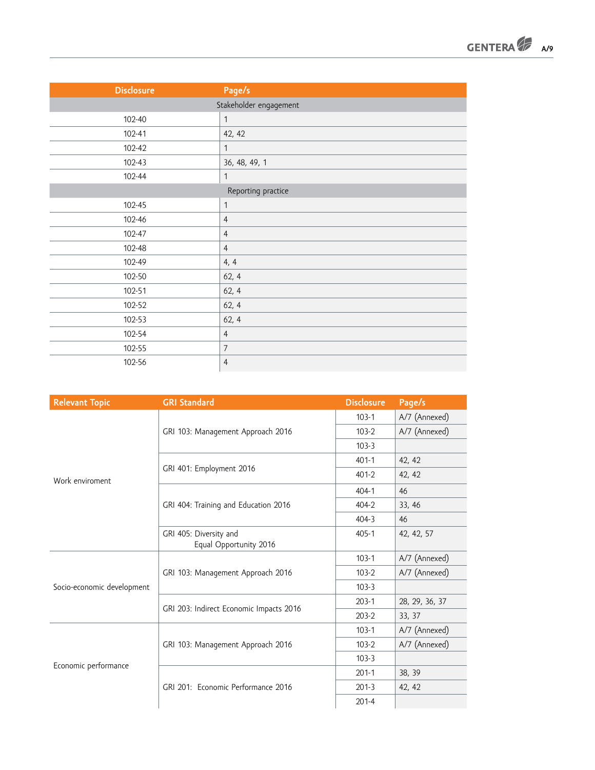| Disclosure | Page/s |
|---|---|
| Stakeholder engagement | |
| 102-40 | 1 |
| 102-41 | 42, 42 |
| 102-42 | 1 |
| 102-43 | 36, 48, 49, 1 |
| 102-44 | 1 |
| Reporting practice | |
| 102-45 | 1 |
| 102-46 | 4 |
| 102-47 | 4 |
| 102-48 | 4 |
| 102-49 | 4, 4 |
| 102-50 | 62, 4 |
| 102-51 | 62, 4 |
| 102-52 | 62, 4 |
| 102-53 | 62, 4 |
| 102-54 | 4 |
| 102-55 | 7 |
| 102-56 | 4 |

| Relevant Topic | GRI Standard | Disclosure | Page/s |
|---|---|---|---|
| Work enviroment | GRI 103: Management Approach 2016 | 103-1 | A/7 (Annexed) |
| | | 103-2 | A/7 (Annexed) |
| | | 103-3 | |
| | GRI 401: Employment 2016 | 401-1 | 42, 42 |
| | | 401-2 | 42, 42 |
| | GRI 404: Training and Education 2016 | 404-1 | 46 |
| | | 404-2 | 33, 46 |
| | | 404-3 | 46 |
| | GRI 405: Diversity and Equal Opportunity 2016 | 405-1 | 42, 42, 57 |
| Socio-economic development | GRI 103: Management Approach 2016 | 103-1 | A/7 (Annexed) |
| | | 103-2 | A/7 (Annexed) |
| | | 103-3 | |
| | GRI 203: Indirect Economic Impacts 2016 | 203-1 | 28, 29, 36, 37 |
| | | 203-2 | 33, 37 |
| Economic performance | GRI 103: Management Approach 2016 | 103-1 | A/7 (Annexed) |
| | | 103-2 | A/7 (Annexed) |
| | | 103-3 | |
| | GRI 201: Economic Performance 2016 | 201-1 | 38, 39 |
| | | 201-3 | 42, 42 |
| | | 201-4 | |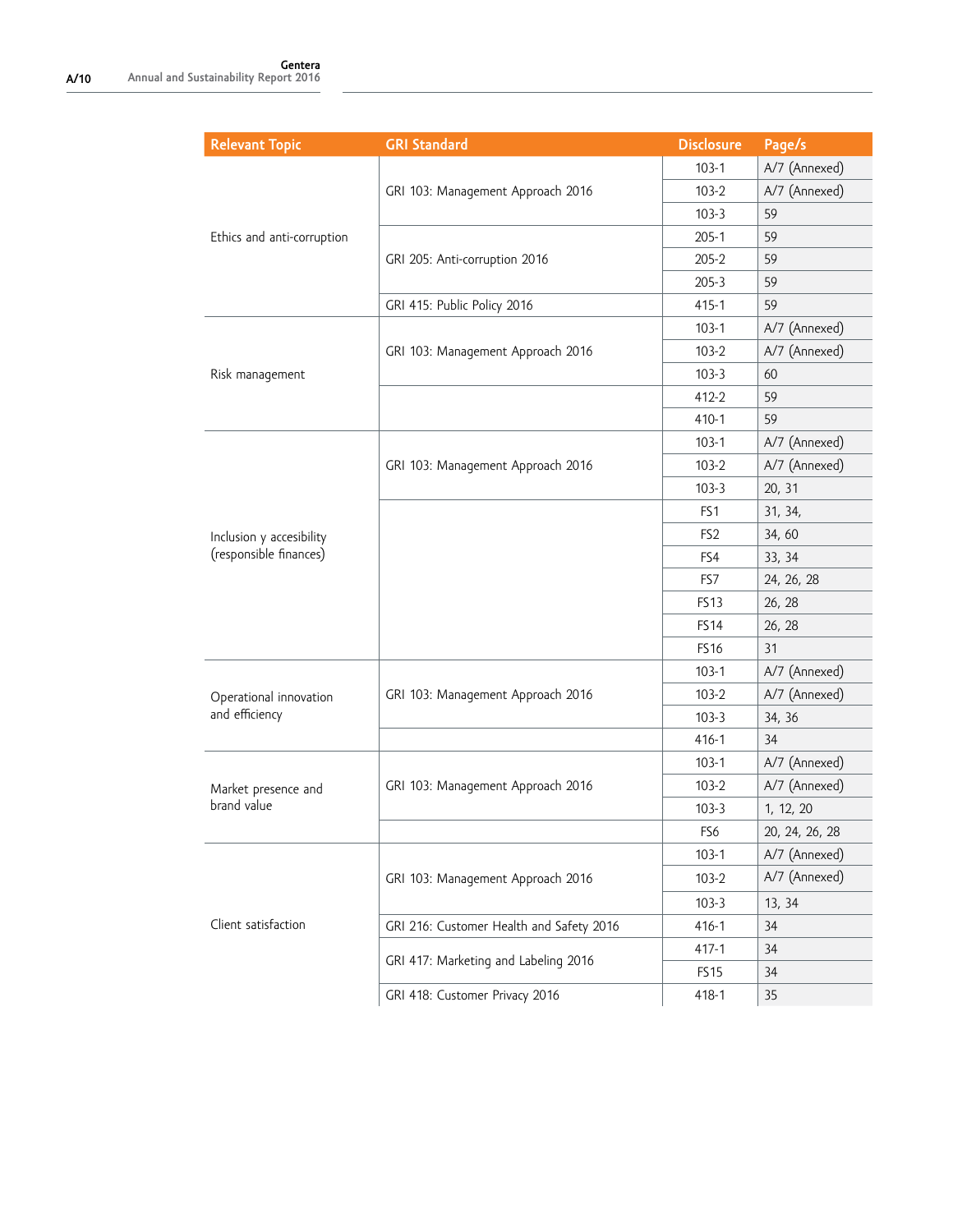| Relevant Topic | GRI Standard | Disclosure | Page/s |
|---|---|---|---|
| Ethics and anti-corruption | GRI 103: Management Approach 2016 | 103-1 | A/7 (Annexed) |
| | | 103-2 | A/7 (Annexed) |
| | | 103-3 | 59 |
| | GRI 205: Anti-corruption 2016 | 205-1 | 59 |
| | | 205-2 | 59 |
| | | 205-3 | 59 |
| | GRI 415: Public Policy 2016 | 415-1 | 59 |
| Risk management | GRI 103: Management Approach 2016 | 103-1 | A/7 (Annexed) |
| | | 103-2 | A/7 (Annexed) |
| | | 103-3 | 60 |
| | | 412-2 | 59 |
| | | 410-1 | 59 |
| Inclusion y accesibility (responsible finances) | GRI 103: Management Approach 2016 | 103-1 | A/7 (Annexed) |
| | | 103-2 | A/7 (Annexed) |
| | | 103-3 | 20, 31 |
| | | FS1 | 31, 34, |
| | | FS2 | 34, 60 |
| | | FS4 | 33, 34 |
| | | FS7 | 24, 26, 28 |
| | | FS13 | 26, 28 |
| | | FS14 | 26, 28 |
| | | FS16 | 31 |
| Operational innovation and efficiency | GRI 103: Management Approach 2016 | 103-1 | A/7 (Annexed) |
| | | 103-2 | A/7 (Annexed) |
| | | 103-3 | 34, 36 |
| | | 416-1 | 34 |
| Market presence and brand value | GRI 103: Management Approach 2016 | 103-1 | A/7 (Annexed) |
| | | 103-2 | A/7 (Annexed) |
| | | 103-3 | 1, 12, 20 |
| | | FS6 | 20, 24, 26, 28 |
| Client satisfaction | GRI 103: Management Approach 2016 | 103-1 | A/7 (Annexed) |
| | | 103-2 | A/7 (Annexed) |
| | | 103-3 | 13, 34 |
| | GRI 216: Customer Health and Safety 2016 | 416-1 | 34 |
| | GRI 417: Marketing and Labeling 2016 | 417-1 | 34 |
| | | FS15 | 34 |
| | GRI 418: Customer Privacy 2016 | 418-1 | 35 |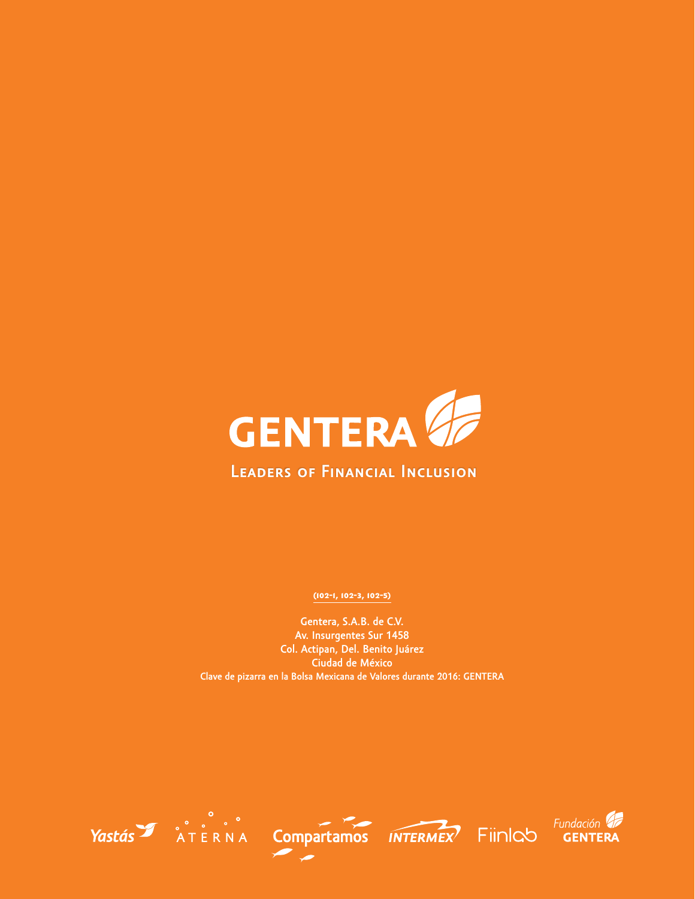GENTERA

Leaders of Financial Inclusion

(102-1, 102-3, 102-5)

Gentera, S.A.B. de C.V.
Av. Insurgentes Sur 1458
Col. Actipan, Del. Benito Juárez
Ciudad de México
Clave de pizarra en la Bolsa Mexicana de Valores durante 2016: GENTERA

Yastás ATERNA Compartamos INTERMEX Fiinlab Fundación GENTERA